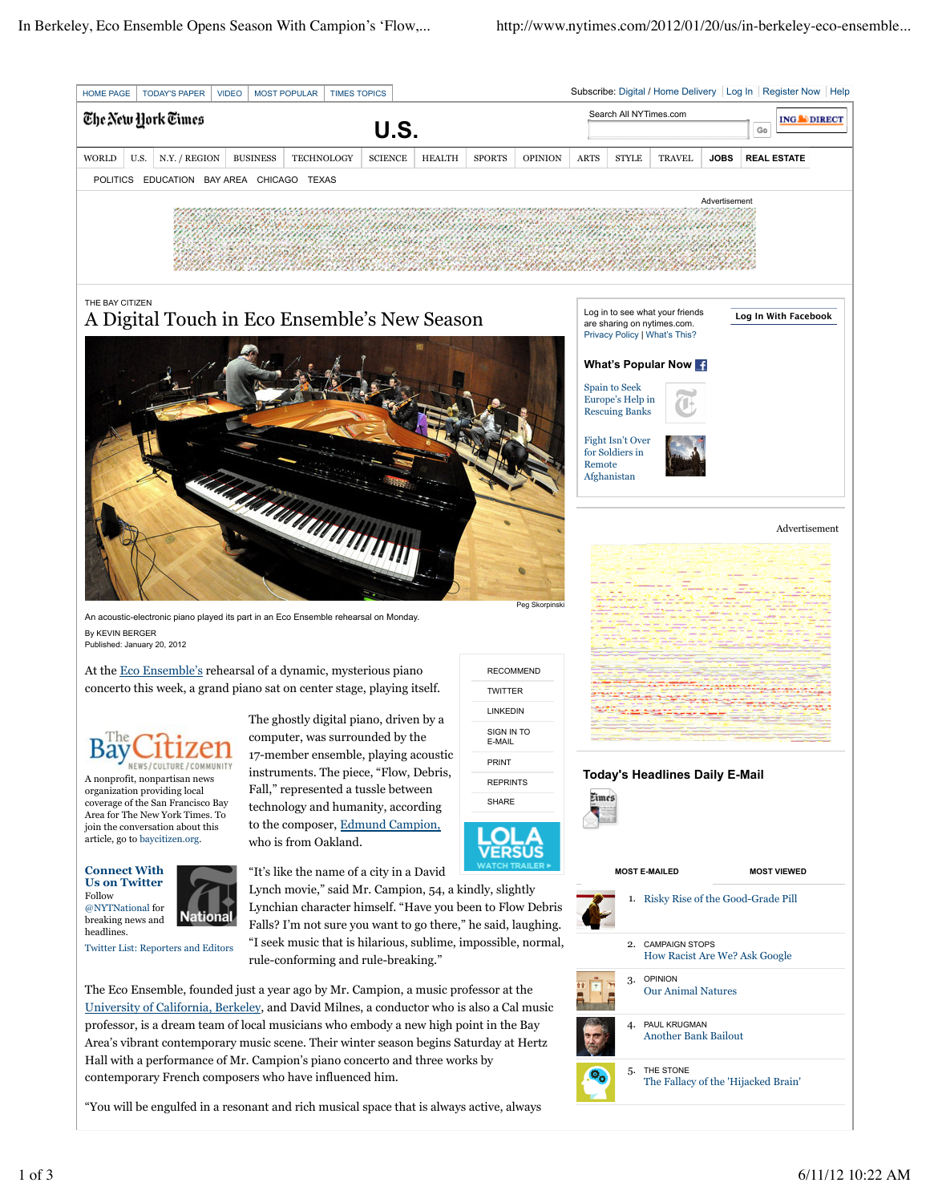THE BAY CITIZEN

# A Digital Touch in Eco Ensemble's New Season

Peg Skorpinski

An acoustic-electronic piano played its part in an Eco Ensemble rehearsal on Monday.

By KEVIN BERGER

Published: January 20, 2012

At the Eco Ensemble's rehearsal of a dynamic, mysterious piano concerto this week, a grand piano sat on center stage, playing itself.

The ghostly digital piano, driven by a computer, was surrounded by the 17-member ensemble, playing acoustic instruments. The piece, "Flow, Debris, Fall," represented a tussle between technology and humanity, according to the composer, Edmund Campion, who is from Oakland.

"It's like the name of a city in a David Lynch movie," said Mr. Campion, 54, a kindly, slightly Lynchian character himself. "Have you been to Flow Debris Falls? I'm not sure you want to go there," he said, laughing. "I seek music that is hilarious, sublime, impossible, normal, rule-conforming and rule-breaking."

The Eco Ensemble, founded just a year ago by Mr. Campion, a music professor at the University of California, Berkeley, and David Milnes, a conductor who is also a Cal music professor, is a dream team of local musicians who embody a new high point in the Bay Area's vibrant contemporary music scene. Their winter season begins Saturday at Hertz Hall with a performance of Mr. Campion's piano concerto and three works by contemporary French composers who have influenced him.

*The Bay Citizen — A nonprofit, nonpartisan news organization providing local coverage of the San Francisco Bay Area for The New York Times. To join the conversation about this article, go to baycitizen.org.*

"You will be engulfed in a resonant and rich musical space that is always active, always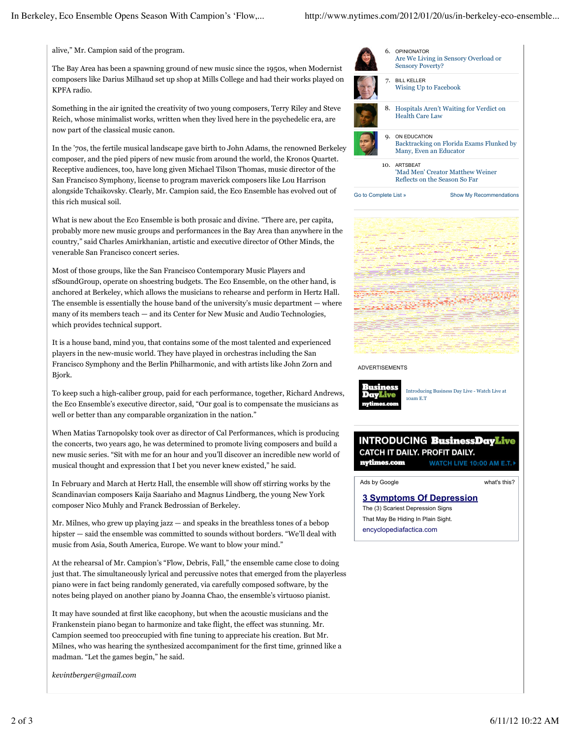alive," Mr. Campion said of the program.

The Bay Area has been a spawning ground of new music since the 1950s, when Modernist composers like Darius Milhaud set up shop at Mills College and had their works played on KPFA radio.

Something in the air ignited the creativity of two young composers, Terry Riley and Steve Reich, whose minimalist works, written when they lived here in the psychedelic era, are now part of the classical music canon.

In the '70s, the fertile musical landscape gave birth to John Adams, the renowned Berkeley composer, and the pied pipers of new music from around the world, the Kronos Quartet. Receptive audiences, too, have long given Michael Tilson Thomas, music director of the San Francisco Symphony, license to program maverick composers like Lou Harrison alongside Tchaikovsky. Clearly, Mr. Campion said, the Eco Ensemble has evolved out of this rich musical soil.

What is new about the Eco Ensemble is both prosaic and divine. "There are, per capita, probably more new music groups and performances in the Bay Area than anywhere in the country," said Charles Amirkhanian, artistic and executive director of Other Minds, the venerable San Francisco concert series.

Most of those groups, like the San Francisco Contemporary Music Players and sfSoundGroup, operate on shoestring budgets. The Eco Ensemble, on the other hand, is anchored at Berkeley, which allows the musicians to rehearse and perform in Hertz Hall. The ensemble is essentially the house band of the university's music department — where many of its members teach — and its Center for New Music and Audio Technologies, which provides technical support.

It is a house band, mind you, that contains some of the most talented and experienced players in the new-music world. They have played in orchestras including the San Francisco Symphony and the Berlin Philharmonic, and with artists like John Zorn and Bjork.

To keep such a high-caliber group, paid for each performance, together, Richard Andrews, the Eco Ensemble's executive director, said, "Our goal is to compensate the musicians as well or better than any comparable organization in the nation."

When Matias Tarnopolsky took over as director of Cal Performances, which is producing the concerts, two years ago, he was determined to promote living composers and build a new music series. "Sit with me for an hour and you'll discover an incredible new world of musical thought and expression that I bet you never knew existed," he said.

In February and March at Hertz Hall, the ensemble will show off stirring works by the Scandinavian composers Kaija Saariaho and Magnus Lindberg, the young New York composer Nico Muhly and Franck Bedrossian of Berkeley.

Mr. Milnes, who grew up playing jazz — and speaks in the breathless tones of a bebop hipster — said the ensemble was committed to sounds without borders. "We'll deal with music from Asia, South America, Europe. We want to blow your mind."

At the rehearsal of Mr. Campion's "Flow, Debris, Fall," the ensemble came close to doing just that. The simultaneously lyrical and percussive notes that emerged from the playerless piano were in fact being randomly generated, via carefully composed software, by the notes being played on another piano by Joanna Chao, the ensemble's virtuoso pianist.

It may have sounded at first like cacophony, but when the acoustic musicians and the Frankenstein piano began to harmonize and take flight, the effect was stunning. Mr. Campion seemed too preoccupied with fine tuning to appreciate his creation. But Mr. Milnes, who was hearing the synthesized accompaniment for the first time, grinned like a madman. "Let the games begin," he said.

*kevintberger@gmail.com*